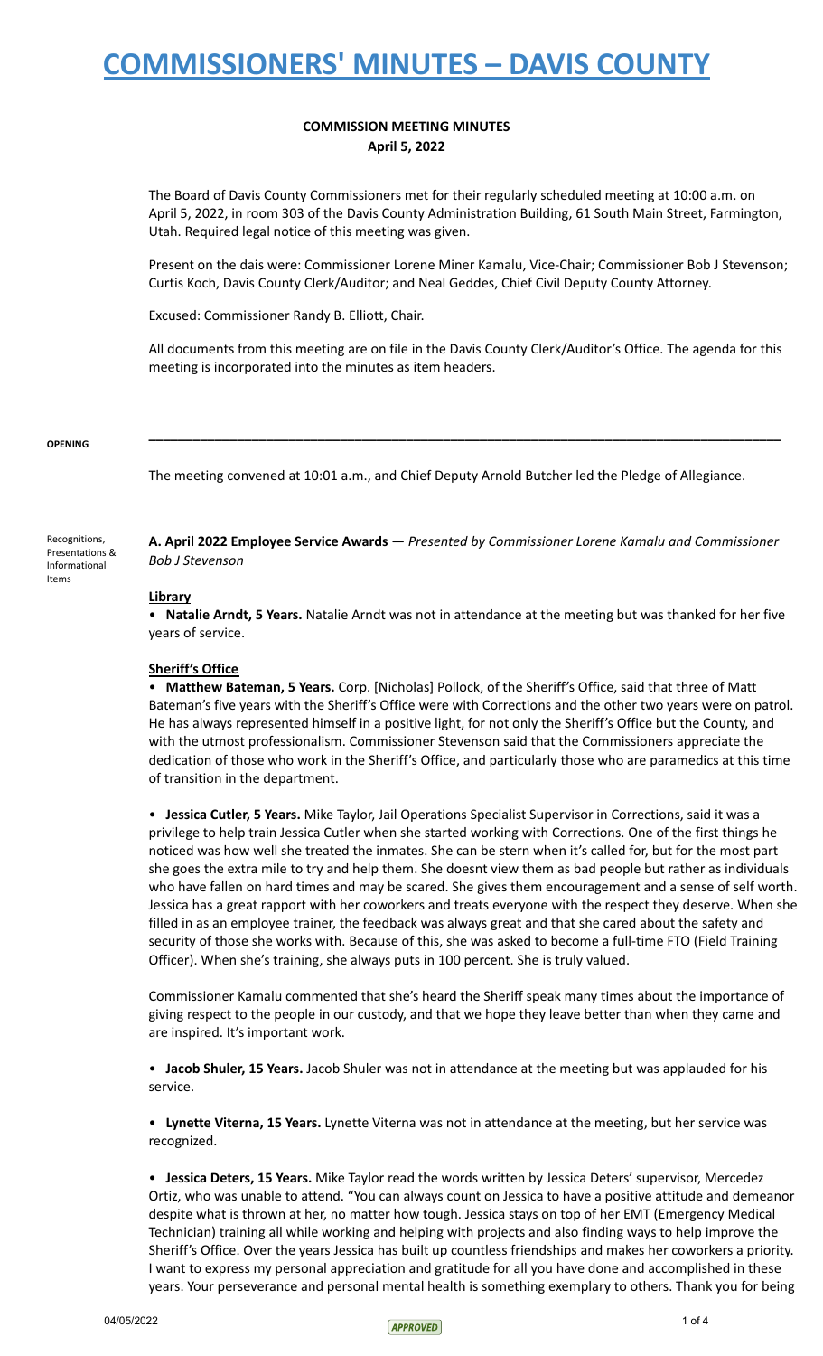# COMMISSIONERS' MINUTES – DAVIS COUNTY

**COMMISSION MEETING MINUTES**
**April 5, 2022**

The Board of Davis County Commissioners met for their regularly scheduled meeting at 10:00 a.m. on April 5, 2022, in room 303 of the Davis County Administration Building, 61 South Main Street, Farmington, Utah. Required legal notice of this meeting was given.

Present on the dais were: Commissioner Lorene Miner Kamalu, Vice-Chair; Commissioner Bob J Stevenson; Curtis Koch, Davis County Clerk/Auditor; and Neal Geddes, Chief Civil Deputy County Attorney.

Excused: Commissioner Randy B. Elliott, Chair.

All documents from this meeting are on file in the Davis County Clerk/Auditor's Office. The agenda for this meeting is incorporated into the minutes as item headers.

---

**OPENING**

The meeting convened at 10:01 a.m., and Chief Deputy Arnold Butcher led the Pledge of Allegiance.

Recognitions, Presentations & Informational Items

**A. April 2022 Employee Service Awards** — *Presented by Commissioner Lorene Kamalu and Commissioner Bob J Stevenson*

**Library**

• **Natalie Arndt, 5 Years.** Natalie Arndt was not in attendance at the meeting but was thanked for her five years of service.

**Sheriff's Office**

• **Matthew Bateman, 5 Years.** Corp. [Nicholas] Pollock, of the Sheriff's Office, said that three of Matt Bateman's five years with the Sheriff's Office were with Corrections and the other two years were on patrol. He has always represented himself in a positive light, for not only the Sheriff's Office but the County, and with the utmost professionalism. Commissioner Stevenson said that the Commissioners appreciate the dedication of those who work in the Sheriff's Office, and particularly those who are paramedics at this time of transition in the department.

• **Jessica Cutler, 5 Years.** Mike Taylor, Jail Operations Specialist Supervisor in Corrections, said it was a privilege to help train Jessica Cutler when she started working with Corrections. One of the first things he noticed was how well she treated the inmates. She can be stern when it's called for, but for the most part she goes the extra mile to try and help them. She doesnt view them as bad people but rather as individuals who have fallen on hard times and may be scared. She gives them encouragement and a sense of self worth. Jessica has a great rapport with her coworkers and treats everyone with the respect they deserve. When she filled in as an employee trainer, the feedback was always great and that she cared about the safety and security of those she works with. Because of this, she was asked to become a full-time FTO (Field Training Officer). When she's training, she always puts in 100 percent. She is truly valued.

Commissioner Kamalu commented that she's heard the Sheriff speak many times about the importance of giving respect to the people in our custody, and that we hope they leave better than when they came and are inspired. It's important work.

• **Jacob Shuler, 15 Years.** Jacob Shuler was not in attendance at the meeting but was applauded for his service.

• **Lynette Viterna, 15 Years.** Lynette Viterna was not in attendance at the meeting, but her service was recognized.

• **Jessica Deters, 15 Years.** Mike Taylor read the words written by Jessica Deters' supervisor, Mercedez Ortiz, who was unable to attend. "You can always count on Jessica to have a positive attitude and demeanor despite what is thrown at her, no matter how tough. Jessica stays on top of her EMT (Emergency Medical Technician) training all while working and helping with projects and also finding ways to help improve the Sheriff's Office. Over the years Jessica has built up countless friendships and makes her coworkers a priority. I want to express my personal appreciation and gratitude for all you have done and accomplished in these years. Your perseverance and personal mental health is something exemplary to others. Thank you for being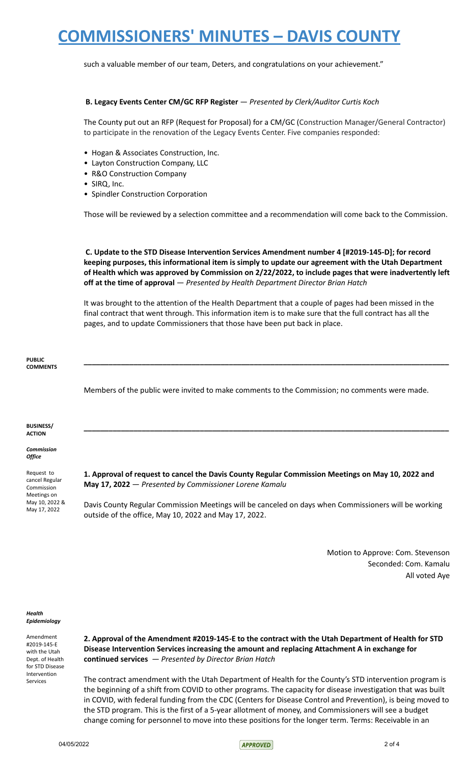such a valuable member of our team, Deters, and congratulations on your achievement."

**B. Legacy Events Center CM/GC RFP Register** — *Presented by Clerk/Auditor Curtis Koch*

The County put out an RFP (Request for Proposal) for a CM/GC (Construction Manager/General Contractor) to participate in the renovation of the Legacy Events Center. Five companies responded:

- Hogan & Associates Construction, Inc.
- Layton Construction Company, LLC
- R&O Construction Company
- SIRQ, Inc.
- Spindler Construction Corporation

Those will be reviewed by a selection committee and a recommendation will come back to the Commission.

**C. Update to the STD Disease Intervention Services Amendment number 4 [#2019-145-D]; for record keeping purposes, this informational item is simply to update our agreement with the Utah Department of Health which was approved by Commission on 2/22/2022, to include pages that were inadvertently left off at the time of approval** — *Presented by Health Department Director Brian Hatch*

It was brought to the attention of the Health Department that a couple of pages had been missed in the final contract that went through. This information item is to make sure that the full contract has all the pages, and to update Commissioners that those have been put back in place.

**PUBLIC COMMENTS**

---

Members of the public were invited to make comments to the Commission; no comments were made.

**BUSINESS/ ACTION**

---

***Commission Office***

Request to cancel Regular Commission Meetings on May 10, 2022 & May 17, 2022

**1. Approval of request to cancel the Davis County Regular Commission Meetings on May 10, 2022 and May 17, 2022** — *Presented by Commissioner Lorene Kamalu*

Davis County Regular Commission Meetings will be canceled on days when Commissioners will be working outside of the office, May 10, 2022 and May 17, 2022.

Motion to Approve: Com. Stevenson
Seconded: Com. Kamalu
All voted Aye

***Health Epidemiology***

Amendment #2019-145-E with the Utah Dept. of Health for STD Disease Intervention Services

**2. Approval of the Amendment #2019-145-E to the contract with the Utah Department of Health for STD Disease Intervention Services increasing the amount and replacing Attachment A in exchange for continued services** — *Presented by Director Brian Hatch*

The contract amendment with the Utah Department of Health for the County's STD intervention program is the beginning of a shift from COVID to other programs. The capacity for disease investigation that was built in COVID, with federal funding from the CDC (Centers for Disease Control and Prevention), is being moved to the STD program. This is the first of a 5-year allotment of money, and Commissioners will see a budget change coming for personnel to move into these positions for the longer term. Terms: Receivable in an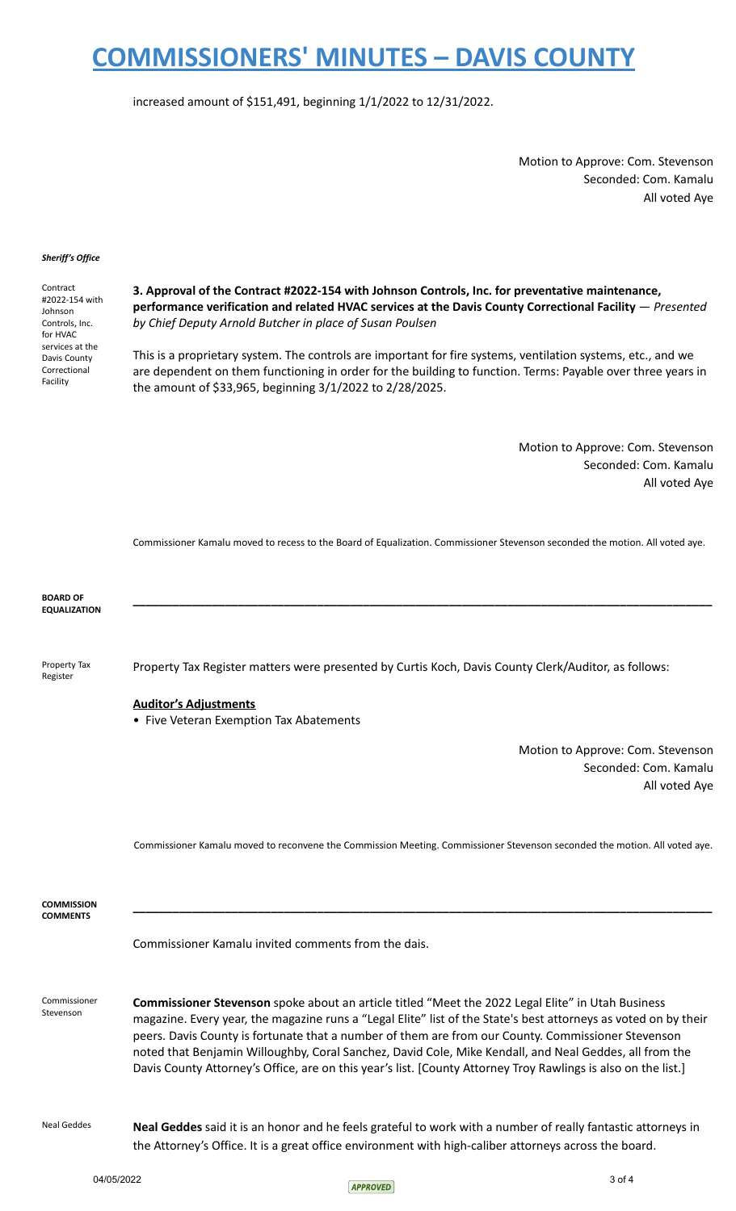increased amount of $151,491, beginning 1/1/2022 to 12/31/2022.

Motion to Approve: Com. Stevenson
Seconded: Com. Kamalu
All voted Aye

***Sheriff's Office***

Contract #2022-154 with Johnson Controls, Inc. for HVAC services at the Davis County Correctional Facility

**3. Approval of the Contract #2022-154 with Johnson Controls, Inc. for preventative maintenance, performance verification and related HVAC services at the Davis County Correctional Facility** — *Presented by Chief Deputy Arnold Butcher in place of Susan Poulsen*

This is a proprietary system. The controls are important for fire systems, ventilation systems, etc., and we are dependent on them functioning in order for the building to function. Terms: Payable over three years in the amount of $33,965, beginning 3/1/2022 to 2/28/2025.

Motion to Approve: Com. Stevenson
Seconded: Com. Kamalu
All voted Aye

Commissioner Kamalu moved to recess to the Board of Equalization. Commissioner Stevenson seconded the motion. All voted aye.

**BOARD OF EQUALIZATION**

Property Tax Register

Property Tax Register matters were presented by Curtis Koch, Davis County Clerk/Auditor, as follows:

**Auditor's Adjustments**

- Five Veteran Exemption Tax Abatements

Motion to Approve: Com. Stevenson
Seconded: Com. Kamalu
All voted Aye

Commissioner Kamalu moved to reconvene the Commission Meeting. Commissioner Stevenson seconded the motion. All voted aye.

**COMMISSION COMMENTS**

Commissioner Kamalu invited comments from the dais.

Commissioner Stevenson

**Commissioner Stevenson** spoke about an article titled "Meet the 2022 Legal Elite" in Utah Business magazine. Every year, the magazine runs a "Legal Elite" list of the State's best attorneys as voted on by their peers. Davis County is fortunate that a number of them are from our County. Commissioner Stevenson noted that Benjamin Willoughby, Coral Sanchez, David Cole, Mike Kendall, and Neal Geddes, all from the Davis County Attorney's Office, are on this year's list. [County Attorney Troy Rawlings is also on the list.]

Neal Geddes

**Neal Geddes** said it is an honor and he feels grateful to work with a number of really fantastic attorneys in the Attorney's Office. It is a great office environment with high-caliber attorneys across the board.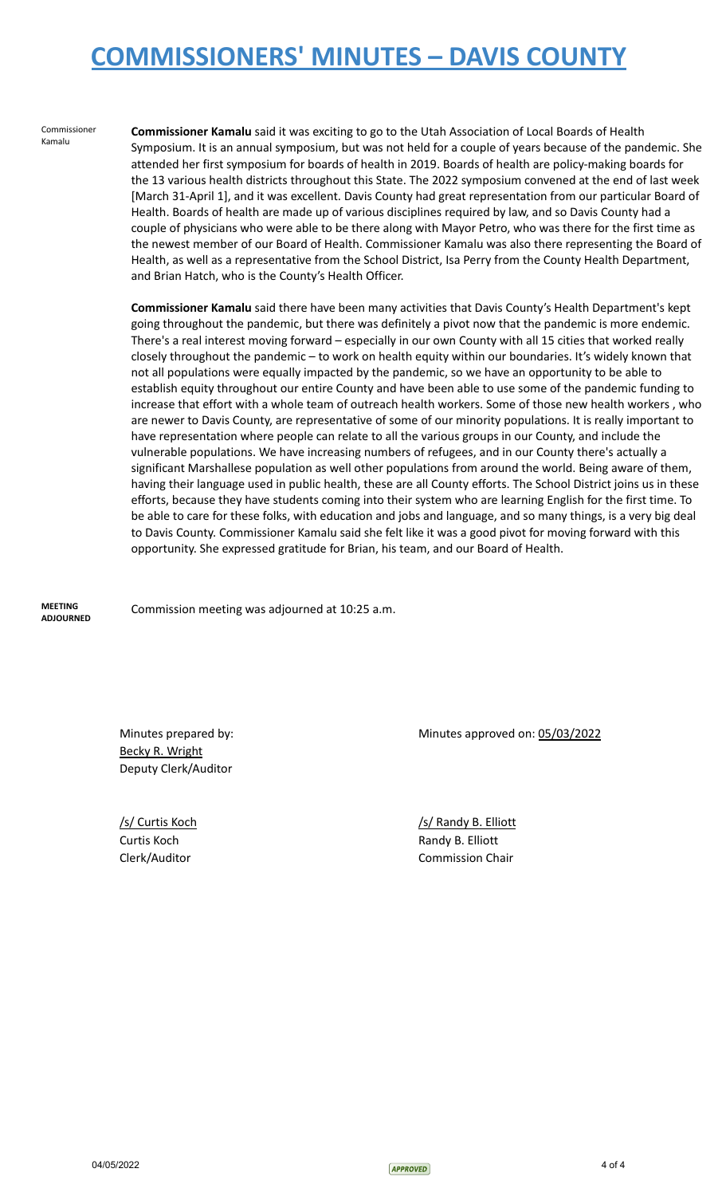# COMMISSIONERS' MINUTES – DAVIS COUNTY

Commissioner Kamalu

**Commissioner Kamalu** said it was exciting to go to the Utah Association of Local Boards of Health Symposium. It is an annual symposium, but was not held for a couple of years because of the pandemic. She attended her first symposium for boards of health in 2019. Boards of health are policy-making boards for the 13 various health districts throughout this State. The 2022 symposium convened at the end of last week [March 31-April 1], and it was excellent. Davis County had great representation from our particular Board of Health. Boards of health are made up of various disciplines required by law, and so Davis County had a couple of physicians who were able to be there along with Mayor Petro, who was there for the first time as the newest member of our Board of Health. Commissioner Kamalu was also there representing the Board of Health, as well as a representative from the School District, Isa Perry from the County Health Department, and Brian Hatch, who is the County's Health Officer.

**Commissioner Kamalu** said there have been many activities that Davis County's Health Department's kept going throughout the pandemic, but there was definitely a pivot now that the pandemic is more endemic. There's a real interest moving forward – especially in our own County with all 15 cities that worked really closely throughout the pandemic – to work on health equity within our boundaries. It's widely known that not all populations were equally impacted by the pandemic, so we have an opportunity to be able to establish equity throughout our entire County and have been able to use some of the pandemic funding to increase that effort with a whole team of outreach health workers. Some of those new health workers , who are newer to Davis County, are representative of some of our minority populations. It is really important to have representation where people can relate to all the various groups in our County, and include the vulnerable populations. We have increasing numbers of refugees, and in our County there's actually a significant Marshallese population as well other populations from around the world. Being aware of them, having their language used in public health, these are all County efforts. The School District joins us in these efforts, because they have students coming into their system who are learning English for the first time. To be able to care for these folks, with education and jobs and language, and so many things, is a very big deal to Davis County. Commissioner Kamalu said she felt like it was a good pivot for moving forward with this opportunity. She expressed gratitude for Brian, his team, and our Board of Health.

**MEETING ADJOURNED**

Commission meeting was adjourned at 10:25 a.m.

Minutes prepared by:
Becky R. Wright
Deputy Clerk/Auditor

Minutes approved on: 05/03/2022

/s/ Curtis Koch
Curtis Koch
Clerk/Auditor

/s/ Randy B. Elliott
Randy B. Elliott
Commission Chair